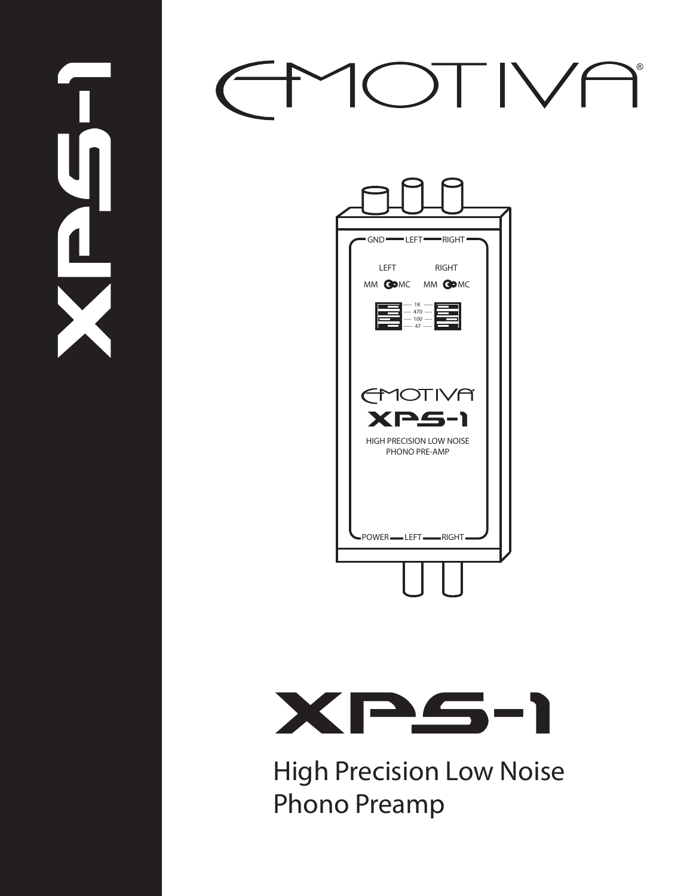# EMOTIVA®

# XPS-1

## High Precision Low Noise Phono Preamp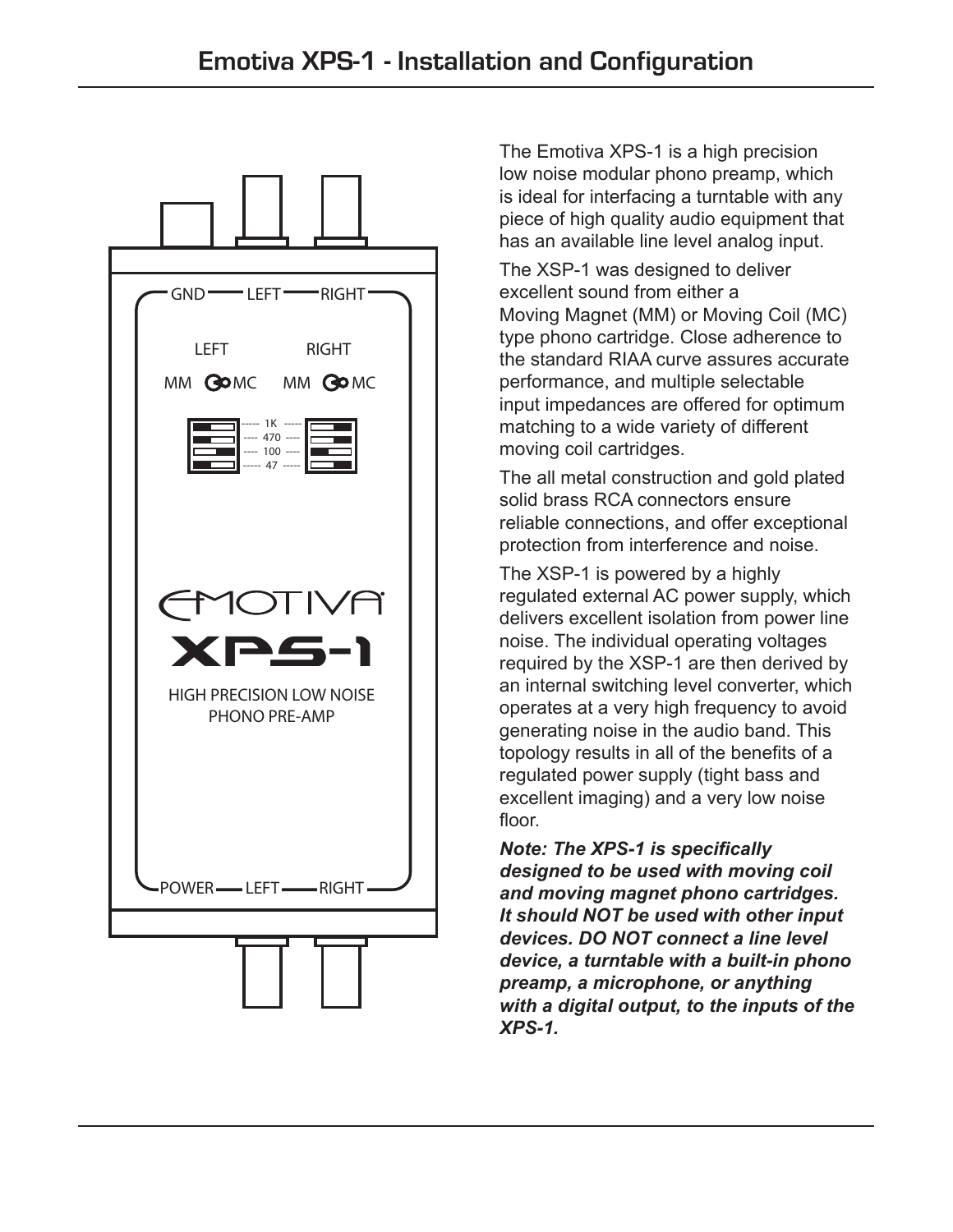# Emotiva XPS-1 - Installation and Configuration

GND LEFT RIGHT

LEFT RIGHT

MM MC MM MC

1K
470
100
47

EMOTIVA
XPS-1

HIGH PRECISION LOW NOISE
PHONO PRE-AMP

POWER LEFT RIGHT

The Emotiva XPS-1 is a high precision low noise modular phono preamp, which is ideal for interfacing a turntable with any piece of high quality audio equipment that has an available line level analog input.

The XSP-1 was designed to deliver excellent sound from either a Moving Magnet (MM) or Moving Coil (MC) type phono cartridge. Close adherence to the standard RIAA curve assures accurate performance, and multiple selectable input impedances are offered for optimum matching to a wide variety of different moving coil cartridges.

The all metal construction and gold plated solid brass RCA connectors ensure reliable connections, and offer exceptional protection from interference and noise.

The XSP-1 is powered by a highly regulated external AC power supply, which delivers excellent isolation from power line noise. The individual operating voltages required by the XSP-1 are then derived by an internal switching level converter, which operates at a very high frequency to avoid generating noise in the audio band. This topology results in all of the benefits of a regulated power supply (tight bass and excellent imaging) and a very low noise floor.

***Note: The XPS-1 is specifically designed to be used with moving coil and moving magnet phono cartridges. It should NOT be used with other input devices. DO NOT connect a line level device, a turntable with a built-in phono preamp, a microphone, or anything with a digital output, to the inputs of the XPS-1.***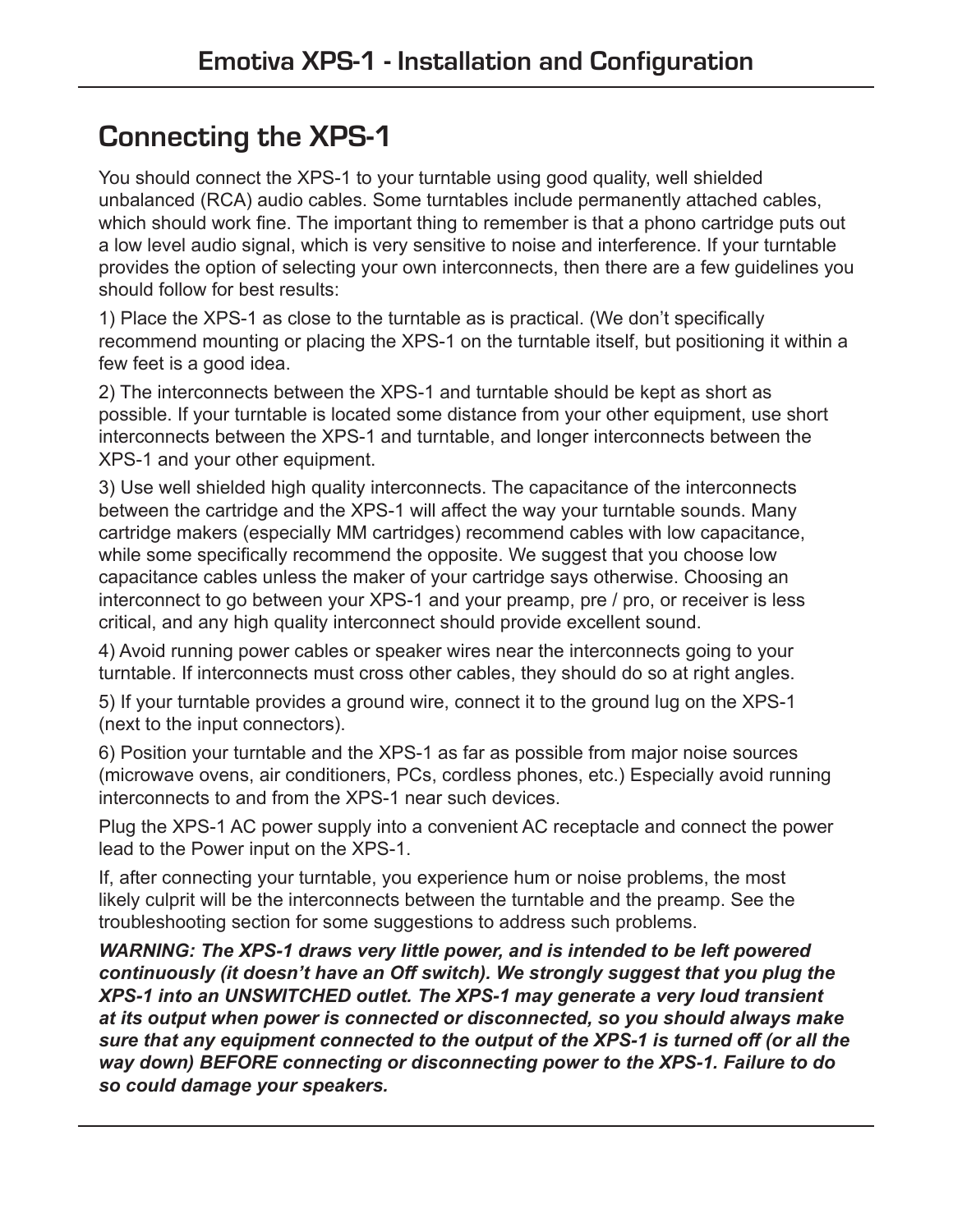## Connecting the XPS-1

You should connect the XPS-1 to your turntable using good quality, well shielded unbalanced (RCA) audio cables. Some turntables include permanently attached cables, which should work fine. The important thing to remember is that a phono cartridge puts out a low level audio signal, which is very sensitive to noise and interference. If your turntable provides the option of selecting your own interconnects, then there are a few guidelines you should follow for best results:

1) Place the XPS-1 as close to the turntable as is practical. (We don't specifically recommend mounting or placing the XPS-1 on the turntable itself, but positioning it within a few feet is a good idea.

2) The interconnects between the XPS-1 and turntable should be kept as short as possible. If your turntable is located some distance from your other equipment, use short interconnects between the XPS-1 and turntable, and longer interconnects between the XPS-1 and your other equipment.

3) Use well shielded high quality interconnects. The capacitance of the interconnects between the cartridge and the XPS-1 will affect the way your turntable sounds. Many cartridge makers (especially MM cartridges) recommend cables with low capacitance, while some specifically recommend the opposite. We suggest that you choose low capacitance cables unless the maker of your cartridge says otherwise. Choosing an interconnect to go between your XPS-1 and your preamp, pre / pro, or receiver is less critical, and any high quality interconnect should provide excellent sound.

4) Avoid running power cables or speaker wires near the interconnects going to your turntable. If interconnects must cross other cables, they should do so at right angles.

5) If your turntable provides a ground wire, connect it to the ground lug on the XPS-1 (next to the input connectors).

6) Position your turntable and the XPS-1 as far as possible from major noise sources (microwave ovens, air conditioners, PCs, cordless phones, etc.) Especially avoid running interconnects to and from the XPS-1 near such devices.

Plug the XPS-1 AC power supply into a convenient AC receptacle and connect the power lead to the Power input on the XPS-1.

If, after connecting your turntable, you experience hum or noise problems, the most likely culprit will be the interconnects between the turntable and the preamp. See the troubleshooting section for some suggestions to address such problems.

***WARNING: The XPS-1 draws very little power, and is intended to be left powered continuously (it doesn't have an Off switch). We strongly suggest that you plug the XPS-1 into an UNSWITCHED outlet. The XPS-1 may generate a very loud transient at its output when power is connected or disconnected, so you should always make sure that any equipment connected to the output of the XPS-1 is turned off (or all the way down) BEFORE connecting or disconnecting power to the XPS-1. Failure to do so could damage your speakers.***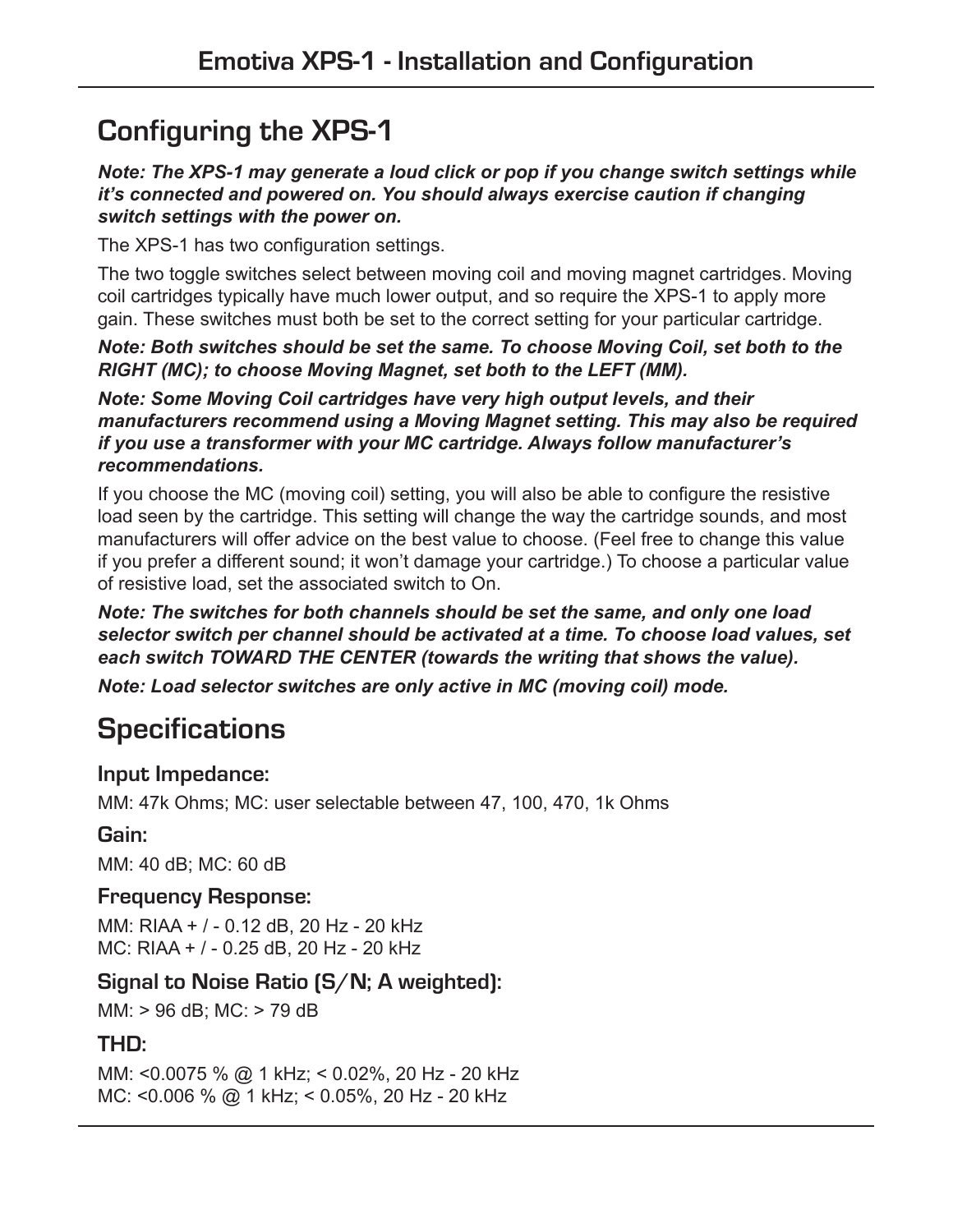## Configuring the XPS-1

***Note: The XPS-1 may generate a loud click or pop if you change switch settings while it's connected and powered on. You should always exercise caution if changing switch settings with the power on.***

The XPS-1 has two configuration settings.

The two toggle switches select between moving coil and moving magnet cartridges. Moving coil cartridges typically have much lower output, and so require the XPS-1 to apply more gain. These switches must both be set to the correct setting for your particular cartridge.

***Note: Both switches should be set the same. To choose Moving Coil, set both to the RIGHT (MC); to choose Moving Magnet, set both to the LEFT (MM).***

***Note: Some Moving Coil cartridges have very high output levels, and their manufacturers recommend using a Moving Magnet setting. This may also be required if you use a transformer with your MC cartridge. Always follow manufacturer's recommendations.***

If you choose the MC (moving coil) setting, you will also be able to configure the resistive load seen by the cartridge. This setting will change the way the cartridge sounds, and most manufacturers will offer advice on the best value to choose. (Feel free to change this value if you prefer a different sound; it won't damage your cartridge.) To choose a particular value of resistive load, set the associated switch to On.

***Note: The switches for both channels should be set the same, and only one load selector switch per channel should be activated at a time. To choose load values, set each switch TOWARD THE CENTER (towards the writing that shows the value).***

***Note: Load selector switches are only active in MC (moving coil) mode.***

## Specifications

### Input Impedance:

MM: 47k Ohms; MC: user selectable between 47, 100, 470, 1k Ohms

### Gain:

MM: 40 dB; MC: 60 dB

### Frequency Response:

MM: RIAA + / - 0.12 dB, 20 Hz - 20 kHz
MC: RIAA + / - 0.25 dB, 20 Hz - 20 kHz

### Signal to Noise Ratio (S/N; A weighted):

MM: > 96 dB; MC: > 79 dB

### THD:

MM: <0.0075 % @ 1 kHz; < 0.02%, 20 Hz - 20 kHz
MC: <0.006 % @ 1 kHz; < 0.05%, 20 Hz - 20 kHz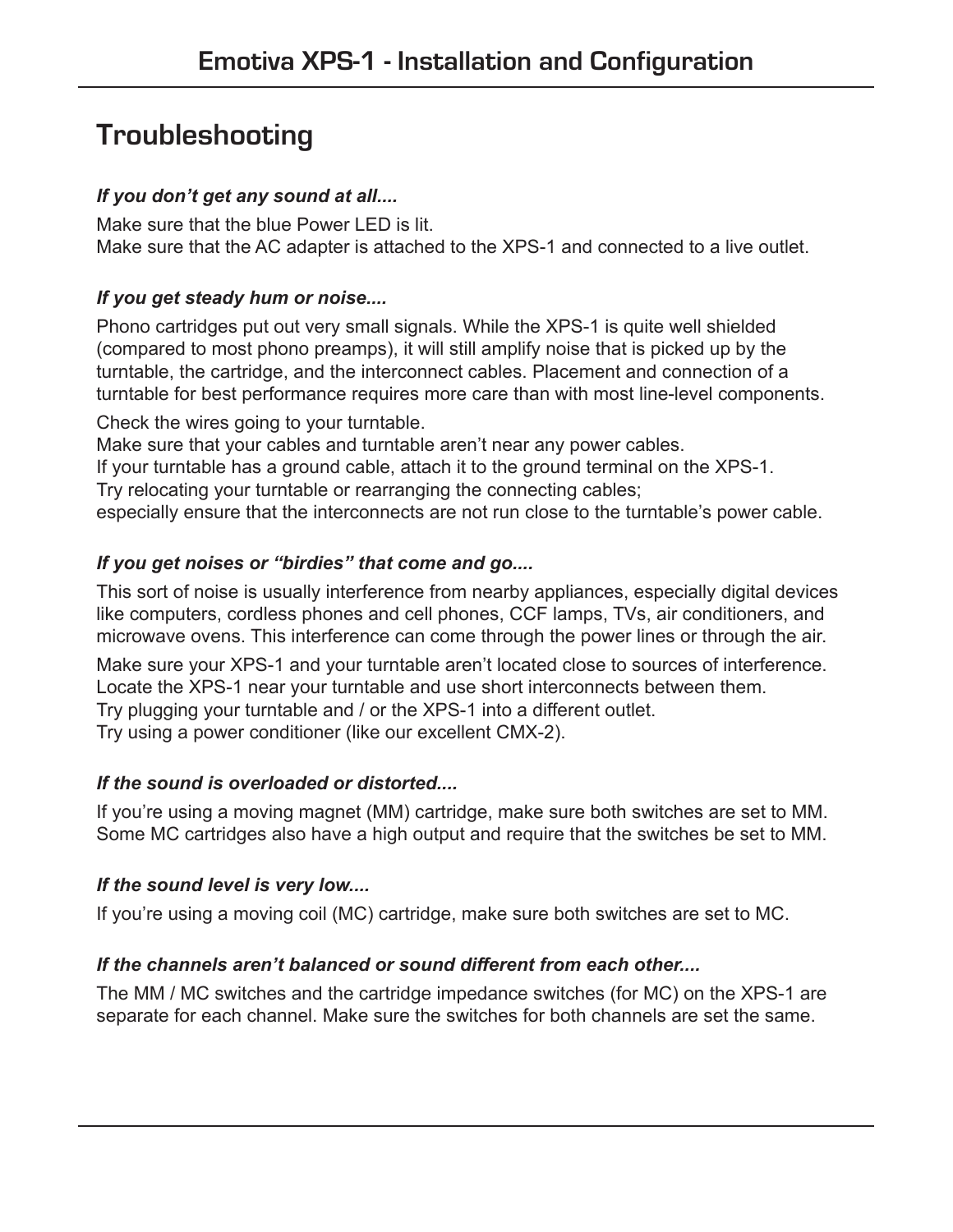# Troubleshooting

### *If you don't get any sound at all....*

Make sure that the blue Power LED is lit.
Make sure that the AC adapter is attached to the XPS-1 and connected to a live outlet.

### *If you get steady hum or noise....*

Phono cartridges put out very small signals. While the XPS-1 is quite well shielded (compared to most phono preamps), it will still amplify noise that is picked up by the turntable, the cartridge, and the interconnect cables. Placement and connection of a turntable for best performance requires more care than with most line-level components.

Check the wires going to your turntable.
Make sure that your cables and turntable aren't near any power cables.
If your turntable has a ground cable, attach it to the ground terminal on the XPS-1.
Try relocating your turntable or rearranging the connecting cables;
especially ensure that the interconnects are not run close to the turntable's power cable.

### *If you get noises or "birdies" that come and go....*

This sort of noise is usually interference from nearby appliances, especially digital devices like computers, cordless phones and cell phones, CCF lamps, TVs, air conditioners, and microwave ovens. This interference can come through the power lines or through the air.

Make sure your XPS-1 and your turntable aren't located close to sources of interference.
Locate the XPS-1 near your turntable and use short interconnects between them.
Try plugging your turntable and / or the XPS-1 into a different outlet.
Try using a power conditioner (like our excellent CMX-2).

### *If the sound is overloaded or distorted....*

If you're using a moving magnet (MM) cartridge, make sure both switches are set to MM.
Some MC cartridges also have a high output and require that the switches be set to MM.

### *If the sound level is very low....*

If you're using a moving coil (MC) cartridge, make sure both switches are set to MC.

### *If the channels aren't balanced or sound different from each other....*

The MM / MC switches and the cartridge impedance switches (for MC) on the XPS-1 are separate for each channel. Make sure the switches for both channels are set the same.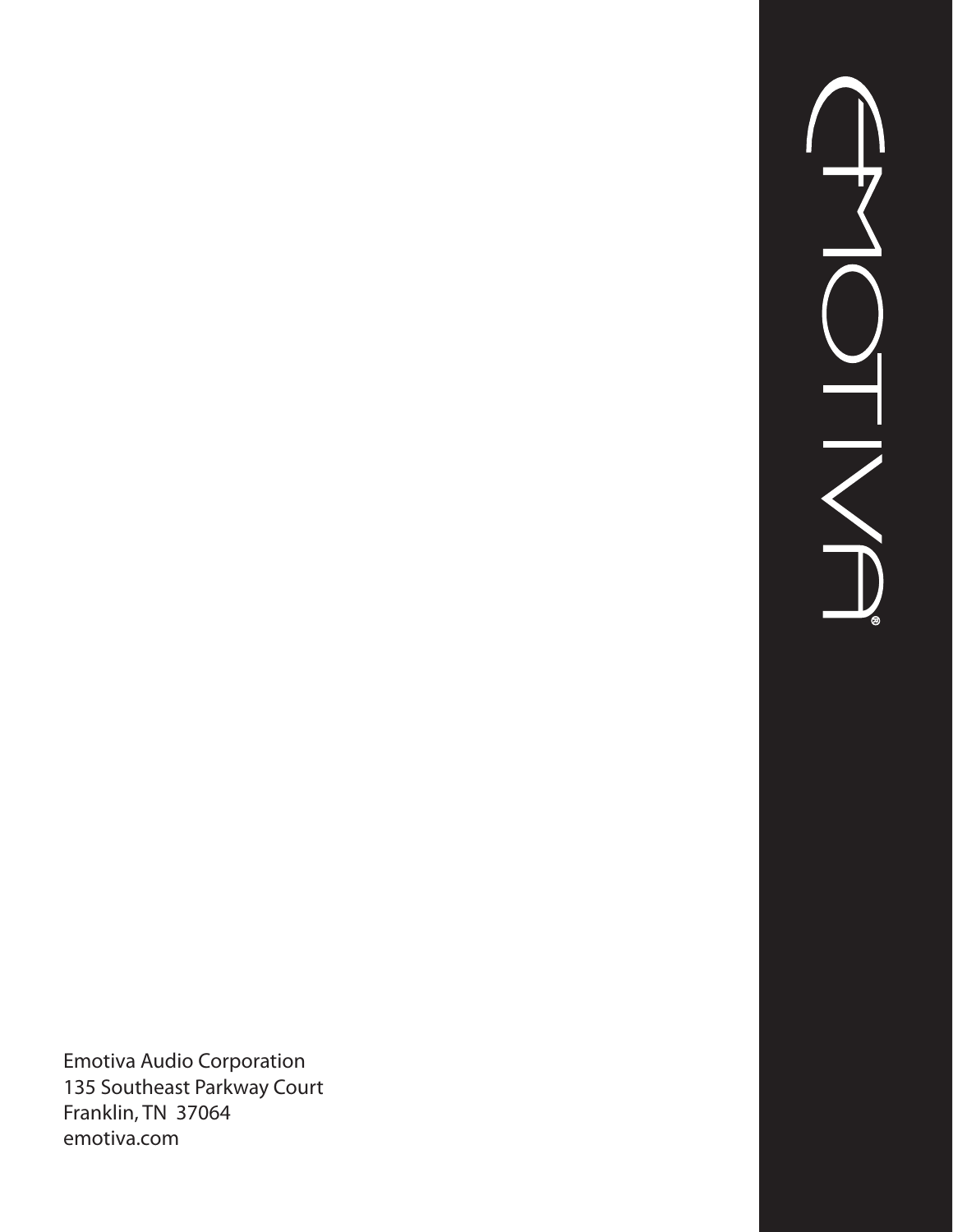EMOTIVA®

Emotiva Audio Corporation
135 Southeast Parkway Court
Franklin, TN 37064
emotiva.com